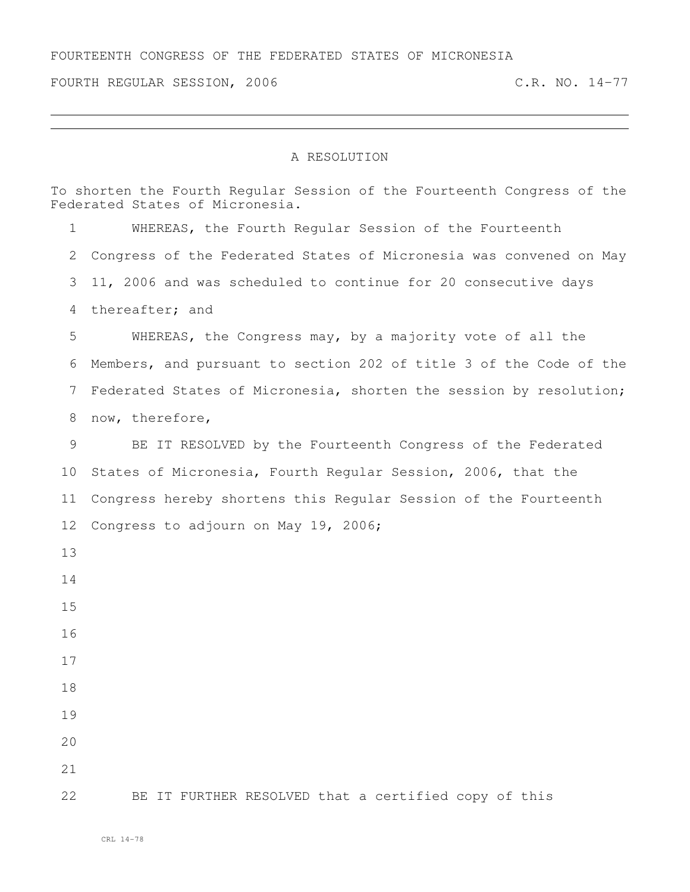FOURTEENTH CONGRESS OF THE FEDERATED STATES OF MICRONESIA

FOURTH REGULAR SESSION, 2006 C.R. NO. 14-77

# A RESOLUTION

To shorten the Fourth Regular Session of the Fourteenth Congress of the Federated States of Micronesia.

WHEREAS, the Fourth Regular Session of the Fourteenth Congress of the Federated States of Micronesia was convened on May 11, 2006 and was scheduled to continue for 20 consecutive days thereafter; and

WHEREAS, the Congress may, by a majority vote of all the Members, and pursuant to section 202 of title 3 of the Code of the Federated States of Micronesia, shorten the session by resolution; now, therefore,

BE IT RESOLVED by the Fourteenth Congress of the Federated States of Micronesia, Fourth Regular Session, 2006, that the Congress hereby shortens this Regular Session of the Fourteenth Congress to adjourn on May 19, 2006;

BE IT FURTHER RESOLVED that a certified copy of this

CRL 14-78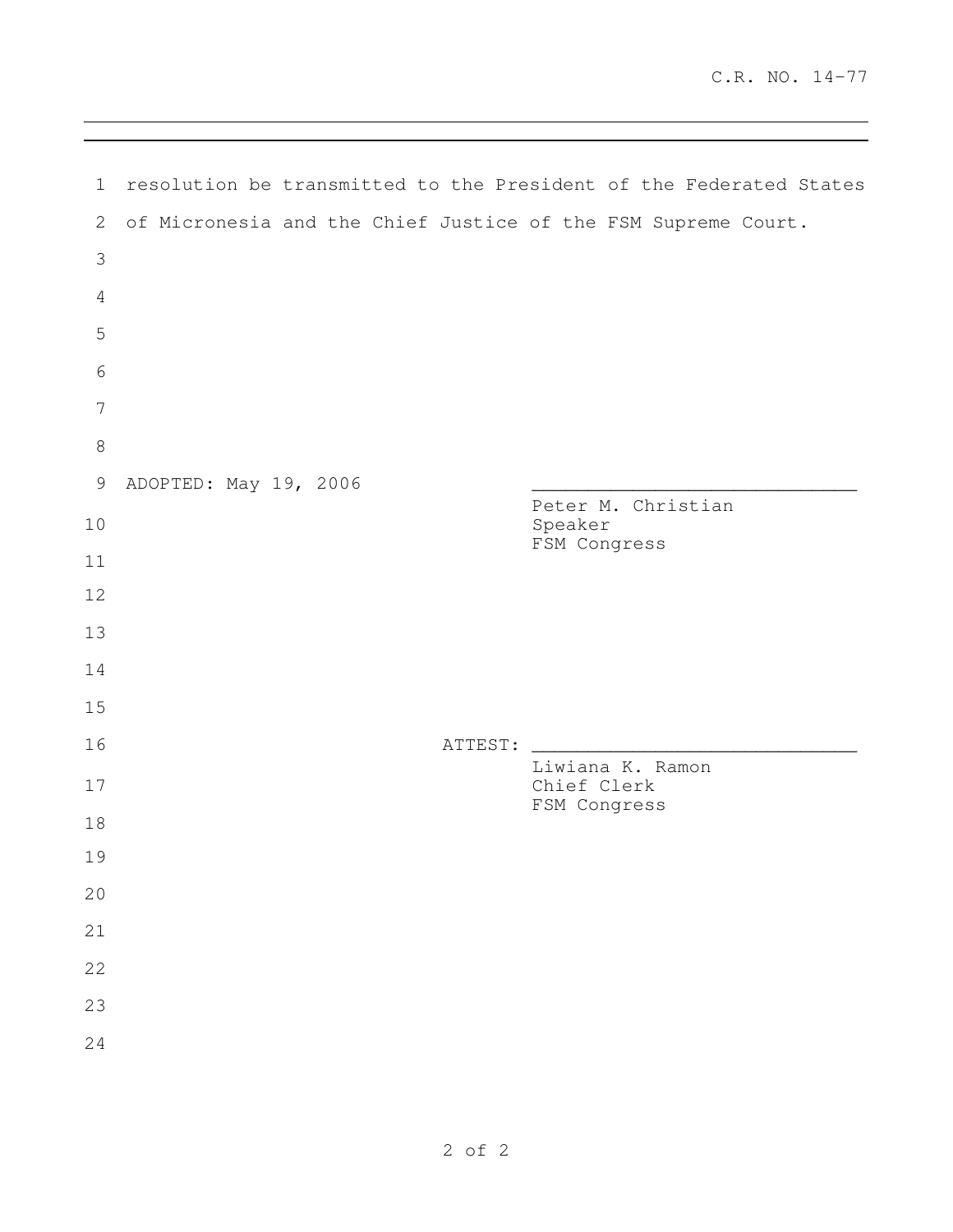resolution be transmitted to the President of the Federated States of Micronesia and the Chief Justice of the FSM Supreme Court.

ADOPTED: May 19, 2006

\_\_\_\_\_\_\_\_\_\_\_\_\_\_\_\_\_\_\_\_\_\_\_\_\_\_\_\_\_\_
Peter M. Christian
Speaker
FSM Congress

ATTEST: \_\_\_\_\_\_\_\_\_\_\_\_\_\_\_\_\_\_\_\_\_\_\_\_\_\_\_\_\_\_
Liwiana K. Ramon
Chief Clerk
FSM Congress